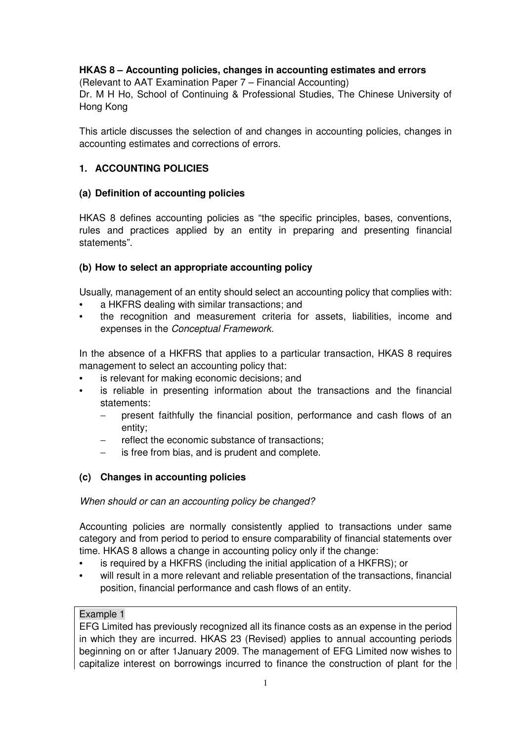**HKAS 8 – Accounting policies, changes in accounting estimates and errors**

(Relevant to AAT Examination Paper 7 – Financial Accounting)

Dr. M H Ho, School of Continuing & Professional Studies, The Chinese University of Hong Kong

This article discusses the selection of and changes in accounting policies, changes in accounting estimates and corrections of errors.

## 1. ACCOUNTING POLICIES

### (a) Definition of accounting policies

HKAS 8 defines accounting policies as "the specific principles, bases, conventions, rules and practices applied by an entity in preparing and presenting financial statements".

### (b) How to select an appropriate accounting policy

Usually, management of an entity should select an accounting policy that complies with:

- a HKFRS dealing with similar transactions; and
- the recognition and measurement criteria for assets, liabilities, income and expenses in the *Conceptual Framework.*

In the absence of a HKFRS that applies to a particular transaction, HKAS 8 requires management to select an accounting policy that:

- is relevant for making economic decisions; and
- is reliable in presenting information about the transactions and the financial statements:
  - present faithfully the financial position, performance and cash flows of an entity;
  - reflect the economic substance of transactions;
  - is free from bias, and is prudent and complete.

### (c) Changes in accounting policies

*When should or can an accounting policy be changed?*

Accounting policies are normally consistently applied to transactions under same category and from period to period to ensure comparability of financial statements over time. HKAS 8 allows a change in accounting policy only if the change:

- is required by a HKFRS (including the initial application of a HKFRS); or
- will result in a more relevant and reliable presentation of the transactions, financial position, financial performance and cash flows of an entity.

Example 1

EFG Limited has previously recognized all its finance costs as an expense in the period in which they are incurred. HKAS 23 (Revised) applies to annual accounting periods beginning on or after 1January 2009. The management of EFG Limited now wishes to capitalize interest on borrowings incurred to finance the construction of plant for the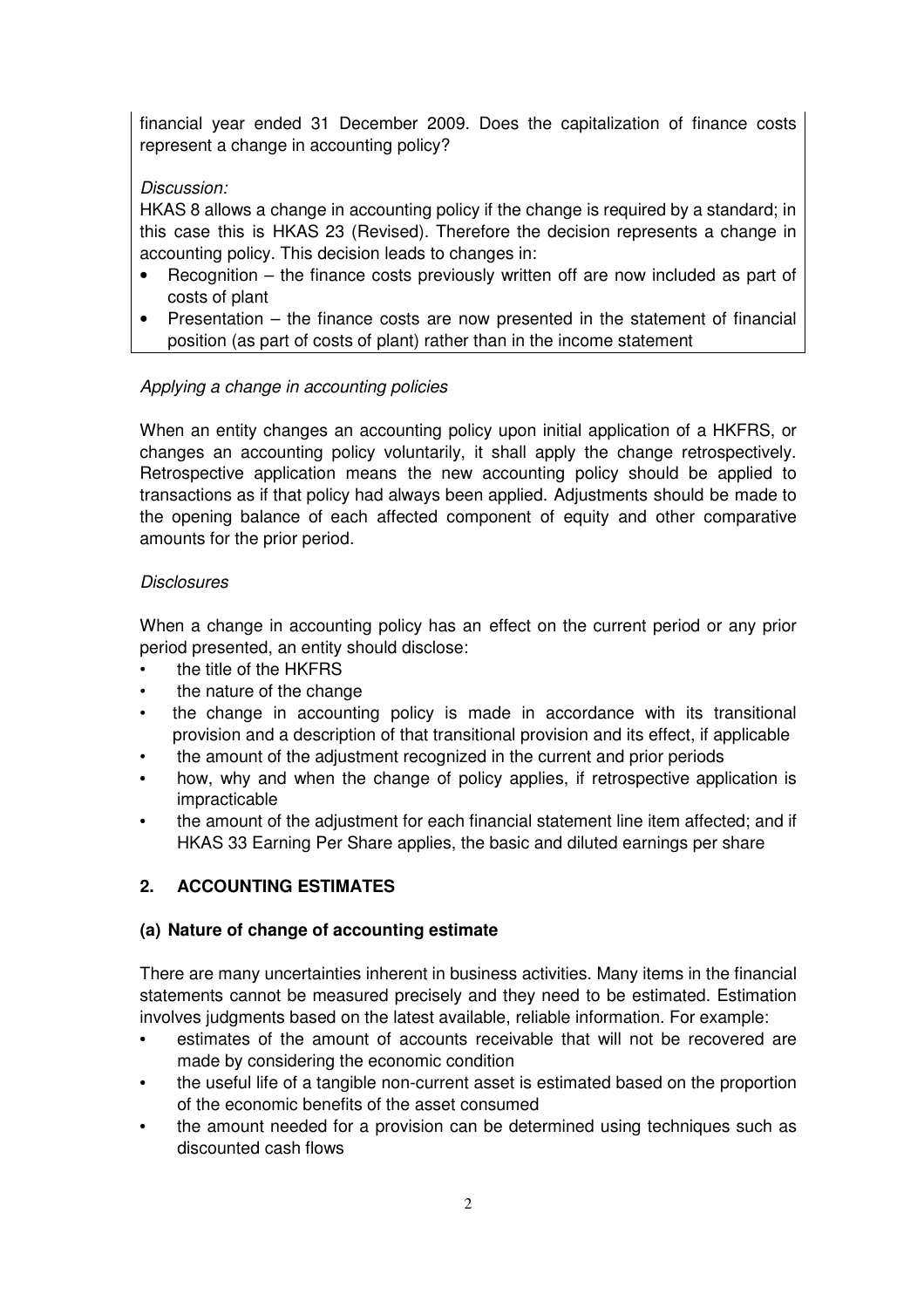financial year ended 31 December 2009. Does the capitalization of finance costs represent a change in accounting policy?

*Discussion:*

HKAS 8 allows a change in accounting policy if the change is required by a standard; in this case this is HKAS 23 (Revised). Therefore the decision represents a change in accounting policy. This decision leads to changes in:

- Recognition – the finance costs previously written off are now included as part of costs of plant
- Presentation – the finance costs are now presented in the statement of financial position (as part of costs of plant) rather than in the income statement

*Applying a change in accounting policies*

When an entity changes an accounting policy upon initial application of a HKFRS, or changes an accounting policy voluntarily, it shall apply the change retrospectively. Retrospective application means the new accounting policy should be applied to transactions as if that policy had always been applied. Adjustments should be made to the opening balance of each affected component of equity and other comparative amounts for the prior period.

*Disclosures*

When a change in accounting policy has an effect on the current period or any prior period presented, an entity should disclose:

- the title of the HKFRS
- the nature of the change
- the change in accounting policy is made in accordance with its transitional provision and a description of that transitional provision and its effect, if applicable
- the amount of the adjustment recognized in the current and prior periods
- how, why and when the change of policy applies, if retrospective application is impracticable
- the amount of the adjustment for each financial statement line item affected; and if HKAS 33 Earning Per Share applies, the basic and diluted earnings per share

## 2. ACCOUNTING ESTIMATES

### (a) Nature of change of accounting estimate

There are many uncertainties inherent in business activities. Many items in the financial statements cannot be measured precisely and they need to be estimated. Estimation involves judgments based on the latest available, reliable information. For example:

- estimates of the amount of accounts receivable that will not be recovered are made by considering the economic condition
- the useful life of a tangible non-current asset is estimated based on the proportion of the economic benefits of the asset consumed
- the amount needed for a provision can be determined using techniques such as discounted cash flows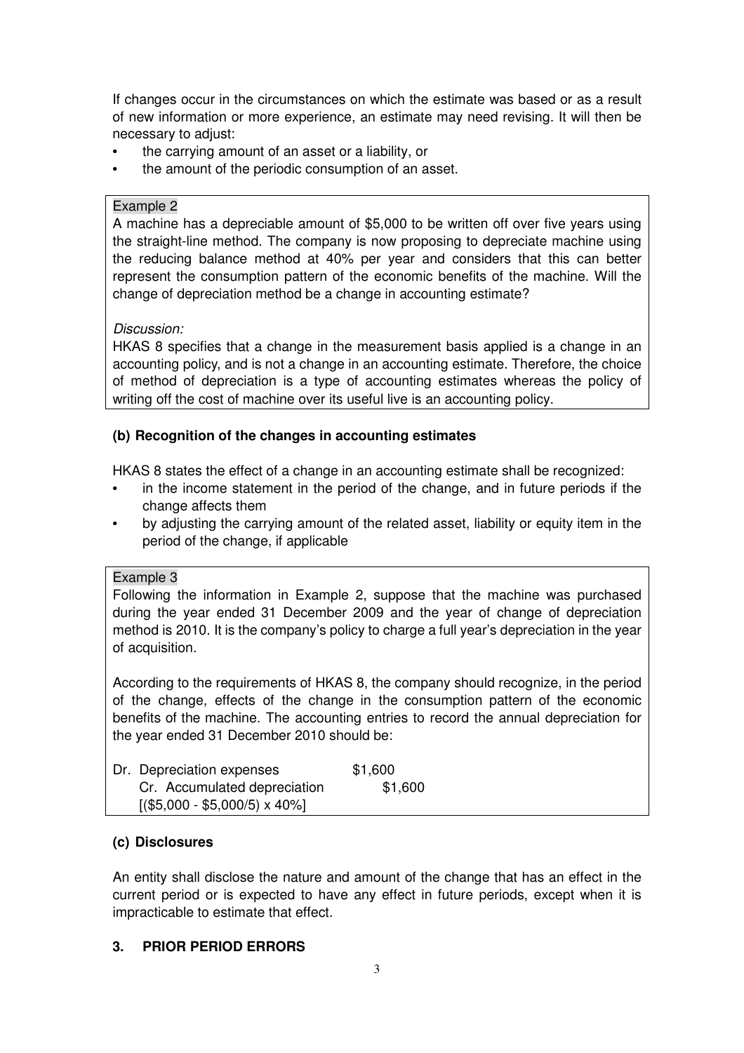If changes occur in the circumstances on which the estimate was based or as a result of new information or more experience, an estimate may need revising. It will then be necessary to adjust:

- the carrying amount of an asset or a liability, or
- the amount of the periodic consumption of an asset.

> Example 2
>
> A machine has a depreciable amount of $5,000 to be written off over five years using the straight-line method. The company is now proposing to depreciate machine using the reducing balance method at 40% per year and considers that this can better represent the consumption pattern of the economic benefits of the machine. Will the change of depreciation method be a change in accounting estimate?
>
> *Discussion:*
>
> HKAS 8 specifies that a change in the measurement basis applied is a change in an accounting policy, and is not a change in an accounting estimate. Therefore, the choice of method of depreciation is a type of accounting estimates whereas the policy of writing off the cost of machine over its useful live is an accounting policy.

### (b) Recognition of the changes in accounting estimates

HKAS 8 states the effect of a change in an accounting estimate shall be recognized:

- in the income statement in the period of the change, and in future periods if the change affects them
- by adjusting the carrying amount of the related asset, liability or equity item in the period of the change, if applicable

> Example 3
>
> Following the information in Example 2, suppose that the machine was purchased during the year ended 31 December 2009 and the year of change of depreciation method is 2010. It is the company's policy to charge a full year's depreciation in the year of acquisition.
>
> According to the requirements of HKAS 8, the company should recognize, in the period of the change, effects of the change in the consumption pattern of the economic benefits of the machine. The accounting entries to record the annual depreciation for the year ended 31 December 2010 should be:
>
> | | Dr | Cr |
> |---|---|---|
> | Dr. Depreciation expenses | $1,600 | |
> | Cr. Accumulated depreciation | | $1,600 |
> | [($5,000 - $5,000/5) x 40%] | | |

### (c) Disclosures

An entity shall disclose the nature and amount of the change that has an effect in the current period or is expected to have any effect in future periods, except when it is impracticable to estimate that effect.

## 3. PRIOR PERIOD ERRORS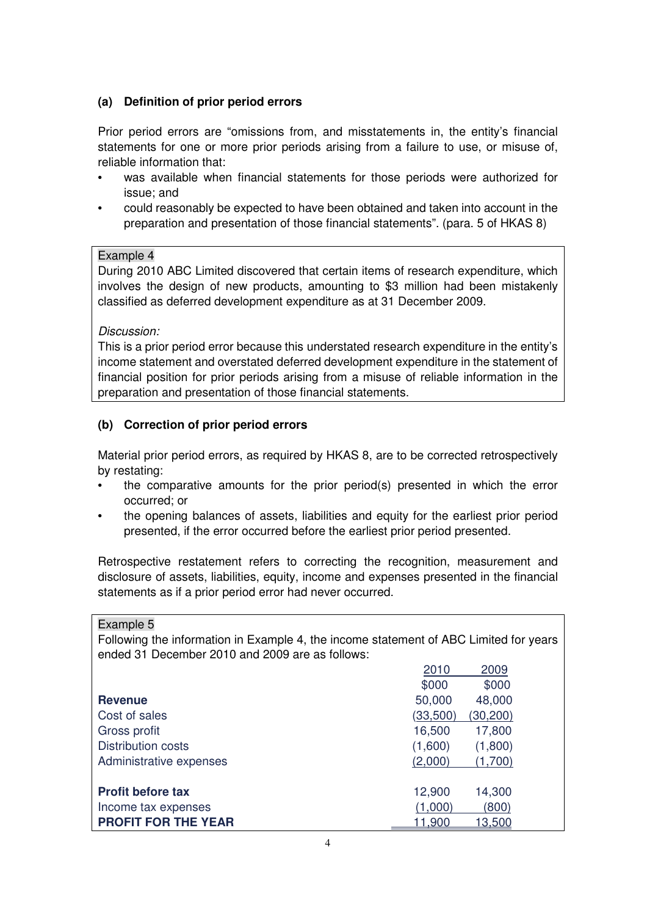### (a) Definition of prior period errors

Prior period errors are "omissions from, and misstatements in, the entity's financial statements for one or more prior periods arising from a failure to use, or misuse of, reliable information that:

- was available when financial statements for those periods were authorized for issue; and
- could reasonably be expected to have been obtained and taken into account in the preparation and presentation of those financial statements". (para. 5 of HKAS 8)

Example 4

During 2010 ABC Limited discovered that certain items of research expenditure, which involves the design of new products, amounting to $3 million had been mistakenly classified as deferred development expenditure as at 31 December 2009.

*Discussion:*

This is a prior period error because this understated research expenditure in the entity's income statement and overstated deferred development expenditure in the statement of financial position for prior periods arising from a misuse of reliable information in the preparation and presentation of those financial statements.

### (b) Correction of prior period errors

Material prior period errors, as required by HKAS 8, are to be corrected retrospectively by restating:

- the comparative amounts for the prior period(s) presented in which the error occurred; or
- the opening balances of assets, liabilities and equity for the earliest prior period presented, if the error occurred before the earliest prior period presented.

Retrospective restatement refers to correcting the recognition, measurement and disclosure of assets, liabilities, equity, income and expenses presented in the financial statements as if a prior period error had never occurred.

Example 5

Following the information in Example 4, the income statement of ABC Limited for years ended 31 December 2010 and 2009 are as follows:

| | 2010 | 2009 |
|---|---|---|
| | $000 | $000 |
| **Revenue** | 50,000 | 48,000 |
| Cost of sales | (33,500) | (30,200) |
| Gross profit | 16,500 | 17,800 |
| Distribution costs | (1,600) | (1,800) |
| Administrative expenses | (2,000) | (1,700) |
| **Profit before tax** | 12,900 | 14,300 |
| Income tax expenses | (1,000) | (800) |
| **PROFIT FOR THE YEAR** | 11,900 | 13,500 |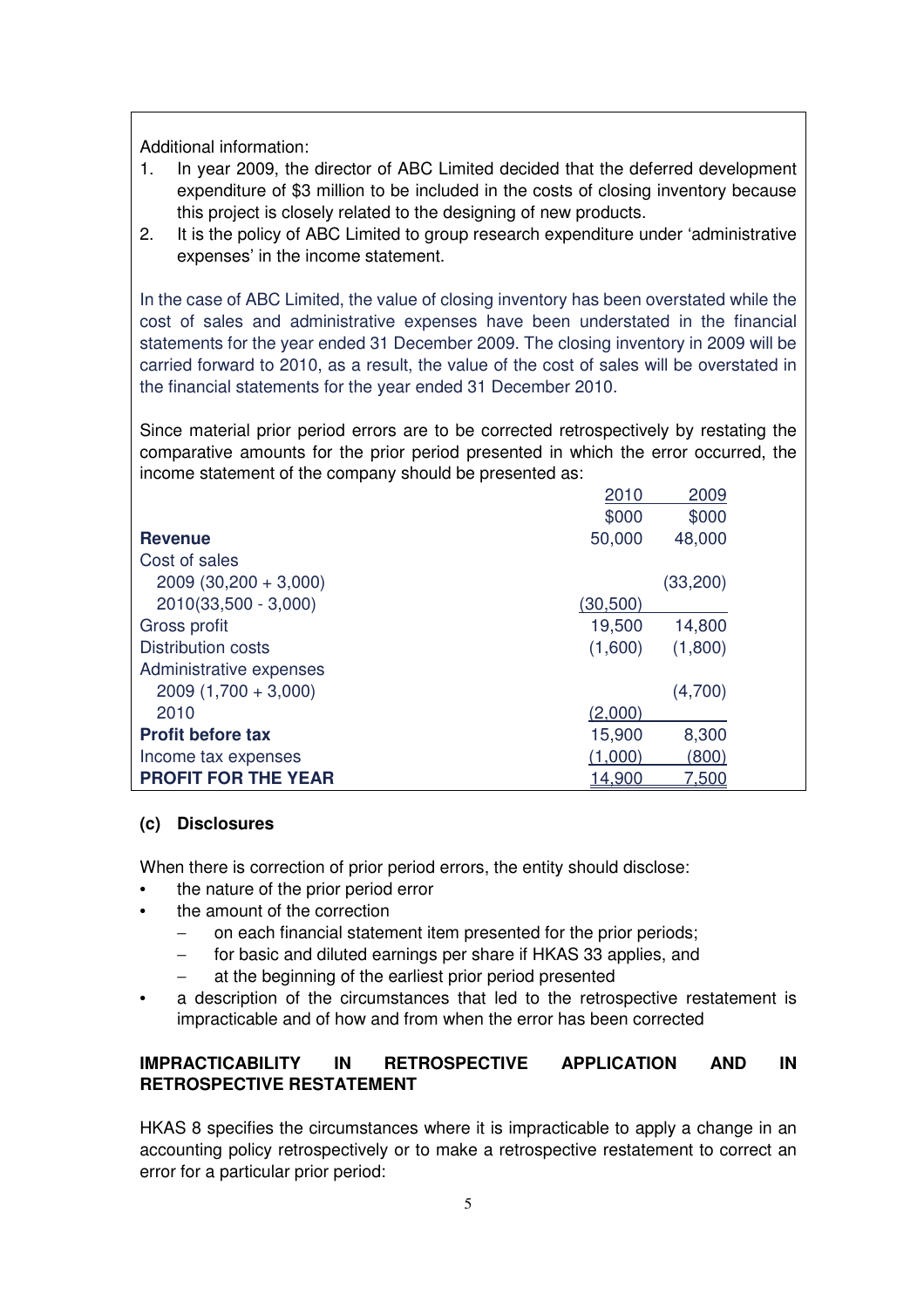Additional information:

1. In year 2009, the director of ABC Limited decided that the deferred development expenditure of $3 million to be included in the costs of closing inventory because this project is closely related to the designing of new products.
2. It is the policy of ABC Limited to group research expenditure under 'administrative expenses' in the income statement.

In the case of ABC Limited, the value of closing inventory has been overstated while the cost of sales and administrative expenses have been understated in the financial statements for the year ended 31 December 2009. The closing inventory in 2009 will be carried forward to 2010, as a result, the value of the cost of sales will be overstated in the financial statements for the year ended 31 December 2010.

Since material prior period errors are to be corrected retrospectively by restating the comparative amounts for the prior period presented in which the error occurred, the income statement of the company should be presented as:

| | 2010 | 2009 |
|---|---|---|
| | $000 | $000 |
| **Revenue** | 50,000 | 48,000 |
| Cost of sales | | |
| 2009 (30,200 + 3,000) | | (33,200) |
| 2010(33,500 - 3,000) | (30,500) | |
| Gross profit | 19,500 | 14,800 |
| Distribution costs | (1,600) | (1,800) |
| Administrative expenses | | |
| 2009 (1,700 + 3,000) | | (4,700) |
| 2010 | (2,000) | |
| **Profit before tax** | 15,900 | 8,300 |
| Income tax expenses | (1,000) | (800) |
| **PROFIT FOR THE YEAR** | 14,900 | 7,500 |

### (c) Disclosures

When there is correction of prior period errors, the entity should disclose:

- the nature of the prior period error
- the amount of the correction
  - on each financial statement item presented for the prior periods;
  - for basic and diluted earnings per share if HKAS 33 applies, and
  - at the beginning of the earliest prior period presented
- a description of the circumstances that led to the retrospective restatement is impracticable and of how and from when the error has been corrected

## IMPRACTICABILITY IN RETROSPECTIVE APPLICATION AND IN RETROSPECTIVE RESTATEMENT

HKAS 8 specifies the circumstances where it is impracticable to apply a change in an accounting policy retrospectively or to make a retrospective restatement to correct an error for a particular prior period: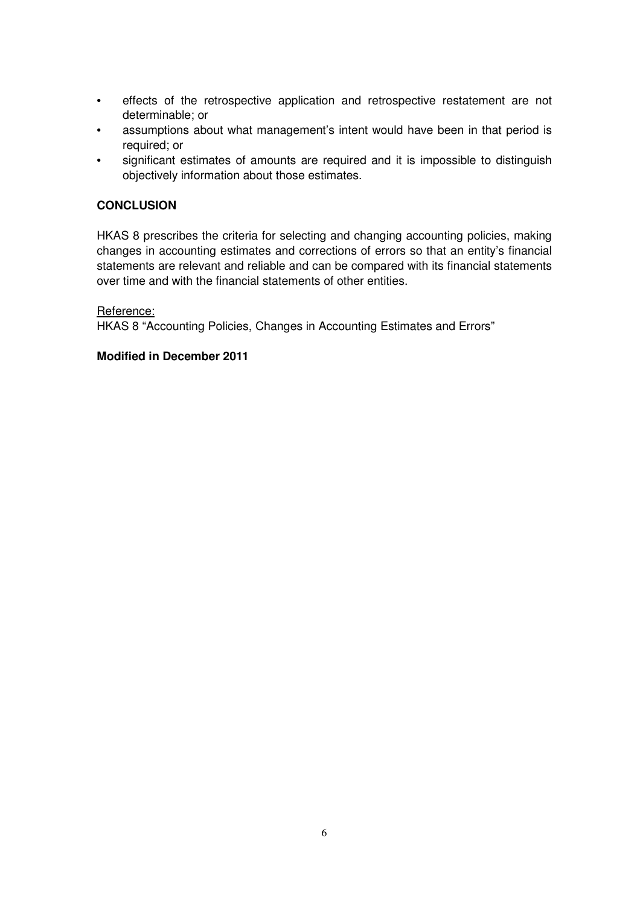- effects of the retrospective application and retrospective restatement are not determinable; or
- assumptions about what management's intent would have been in that period is required; or
- significant estimates of amounts are required and it is impossible to distinguish objectively information about those estimates.

**CONCLUSION**

HKAS 8 prescribes the criteria for selecting and changing accounting policies, making changes in accounting estimates and corrections of errors so that an entity's financial statements are relevant and reliable and can be compared with its financial statements over time and with the financial statements of other entities.

Reference:
HKAS 8 "Accounting Policies, Changes in Accounting Estimates and Errors"

**Modified in December 2011**